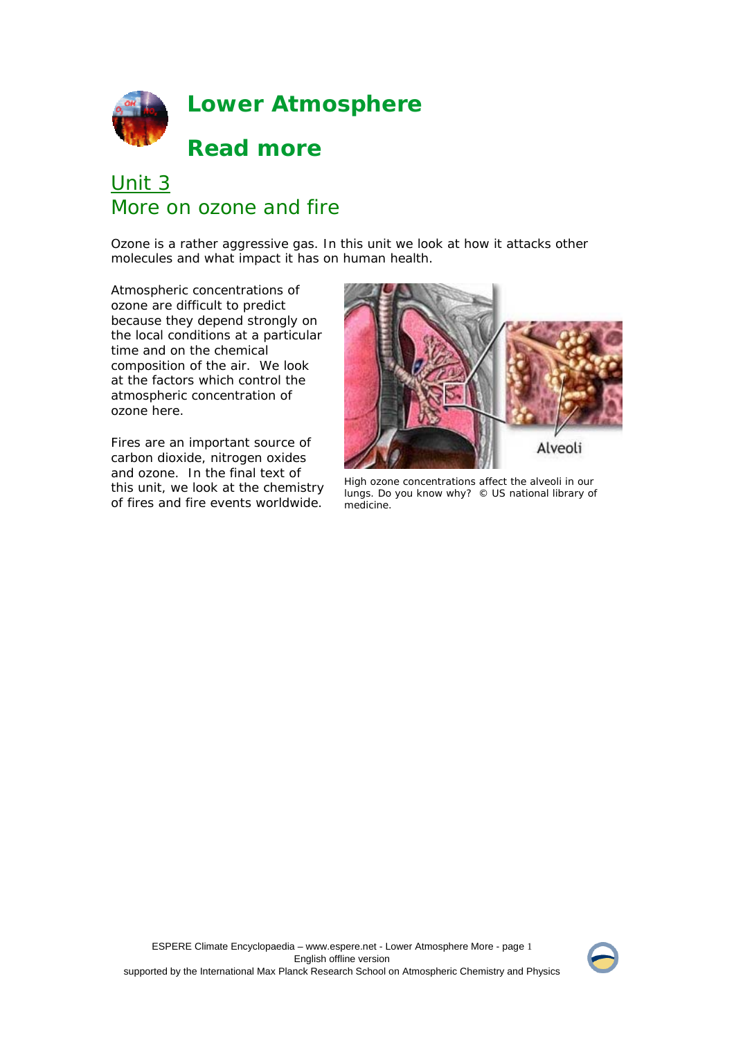# Lower Atmosphere

# Read more

## Unit 3

## More on ozone and fire

Ozone is a rather aggressive gas. In this unit we look at how it attacks other molecules and what impact it has on human health.

Atmospheric concentrations of ozone are difficult to predict because they depend strongly on the local conditions at a particular time and on the chemical composition of the air. We look at the factors which control the atmospheric concentration of ozone here.

Fires are an important source of carbon dioxide, nitrogen oxides and ozone. In the final text of this unit, we look at the chemistry of fires and fire events worldwide.

High ozone concentrations affect the alveoli in our lungs. Do you know why? © US national library of medicine.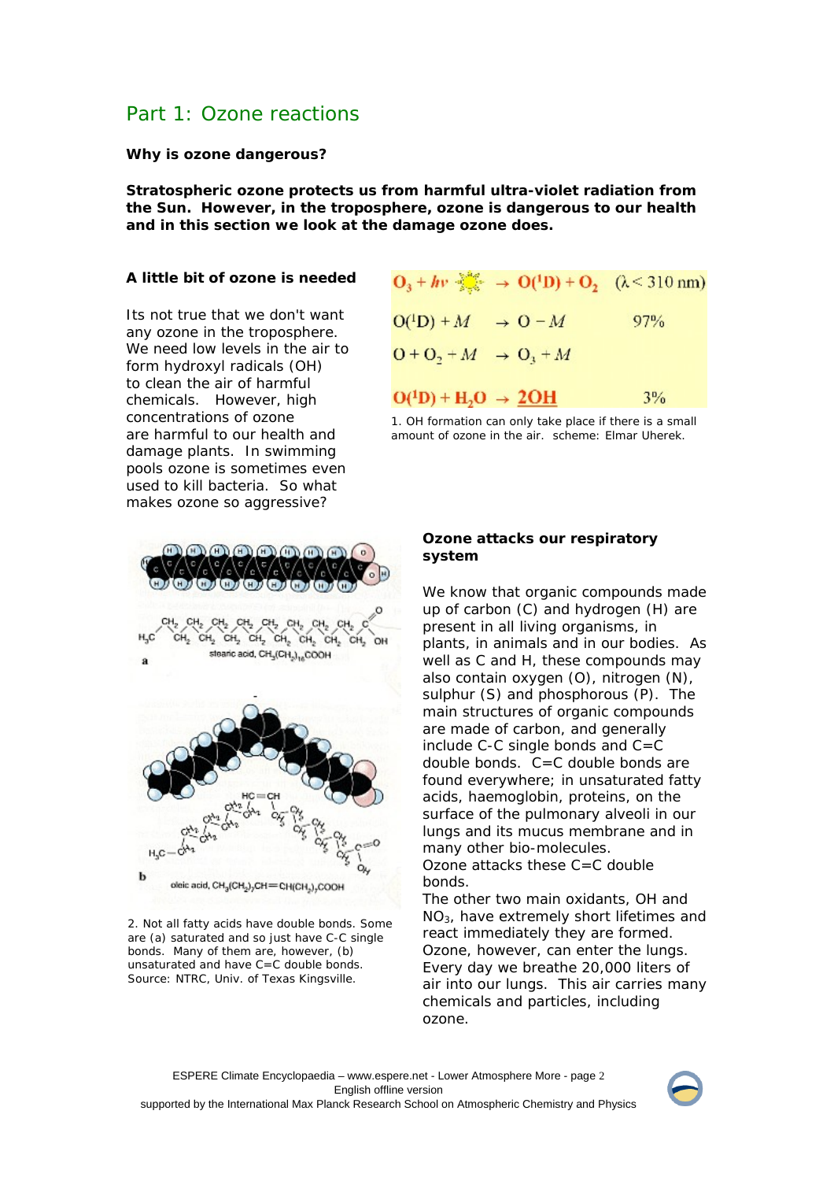## Part 1: Ozone reactions

**Why is ozone dangerous?**

**Stratospheric ozone protects us from harmful ultra-violet radiation from the Sun. However, in the troposphere, ozone is dangerous to our health and in this section we look at the damage ozone does.**

**A little bit of ozone is needed**

Its not true that we don't want any ozone in the troposphere. We need low levels in the air to form hydroxyl radicals (OH) to clean the air of harmful chemicals. However, high concentrations of ozone are harmful to our health and damage plants. In swimming pools ozone is sometimes even used to kill bacteria. So what makes ozone so aggressive?

$$O_3 + h\nu \rightarrow O(^1D) + O_2 \quad (\lambda < 310\text{ nm})$$

$$O(^1D) + M \rightarrow O - M \quad 97\%$$

$$O + O_2 + M \rightarrow O_3 + M$$

$$O(^1D) + H_2O \rightarrow 2OH \quad 3\%$$

1. OH formation can only take place if there is a small amount of ozone in the air. scheme: Elmar Uherek.

stearic acid, $CH_3(CH_2)_{16}COOH$

oleic acid, $CH_3(CH_2)_7CH{=}CH(CH_2)_7COOH$

2. Not all fatty acids have double bonds. Some are (a) saturated and so just have C-C single bonds. Many of them are, however, (b) unsaturated and have C=C double bonds. Source: NTRC, Univ. of Texas Kingsville.

**Ozone attacks our respiratory system**

We know that organic compounds made up of carbon (C) and hydrogen (H) are present in all living organisms, in plants, in animals and in our bodies. As well as C and H, these compounds may also contain oxygen (O), nitrogen (N), sulphur (S) and phosphorous (P). The main structures of organic compounds are made of carbon, and generally include C-C single bonds and C=C double bonds. C=C double bonds are found everywhere; in unsaturated fatty acids, haemoglobin, proteins, on the surface of the pulmonary alveoli in our lungs and its mucus membrane and in many other bio-molecules.

Ozone attacks these C=C double bonds.

The other two main oxidants, OH and $NO_3$, have extremely short lifetimes and react immediately they are formed. Ozone, however, can enter the lungs. Every day we breathe 20,000 liters of air into our lungs. This air carries many chemicals and particles, including ozone.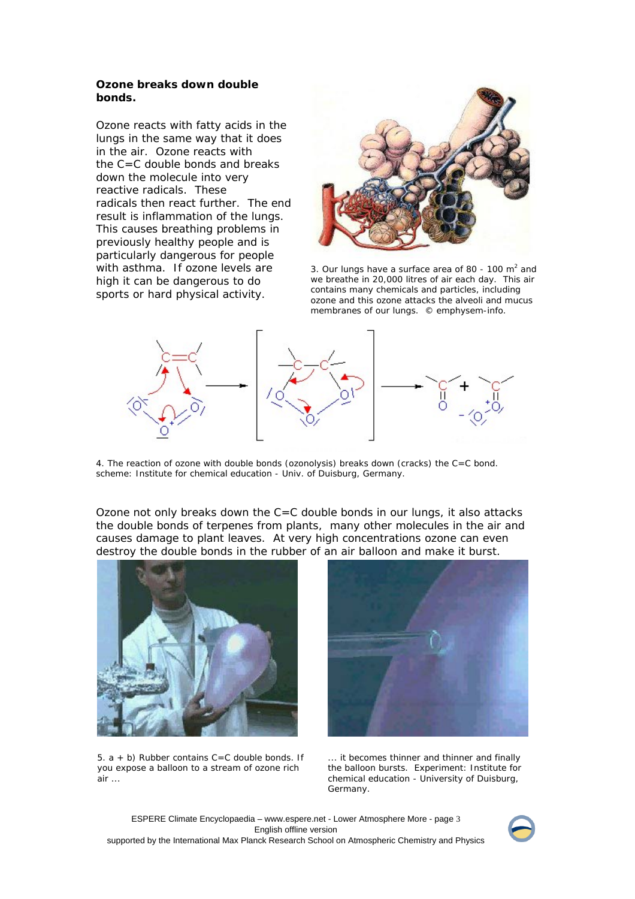**Ozone breaks down double bonds.**

Ozone reacts with fatty acids in the lungs in the same way that it does in the air. Ozone reacts with the C=C double bonds and breaks down the molecule into very reactive radicals. These radicals then react further. The end result is inflammation of the lungs. This causes breathing problems in previously healthy people and is particularly dangerous for people with asthma. If ozone levels are high it can be dangerous to do sports or hard physical activity.

3. Our lungs have a surface area of 80 - 100 $m^2$ and we breathe in 20,000 litres of air each day. This air contains many chemicals and particles, including ozone and this ozone attacks the alveoli and mucus membranes of our lungs. © emphysem-info.

4. The reaction of ozone with double bonds (ozonolysis) breaks down (cracks) the C=C bond. scheme: Institute for chemical education - Univ. of Duisburg, Germany.

Ozone not only breaks down the C=C double bonds in our lungs, it also attacks the double bonds of terpenes from plants, many other molecules in the air and causes damage to plant leaves. At very high concentrations ozone can even destroy the double bonds in the rubber of an air balloon and make it burst.

5. a + b) Rubber contains C=C double bonds. If you expose a balloon to a stream of ozone rich air ...

... it becomes thinner and thinner and finally the balloon bursts. Experiment: Institute for chemical education - University of Duisburg, Germany.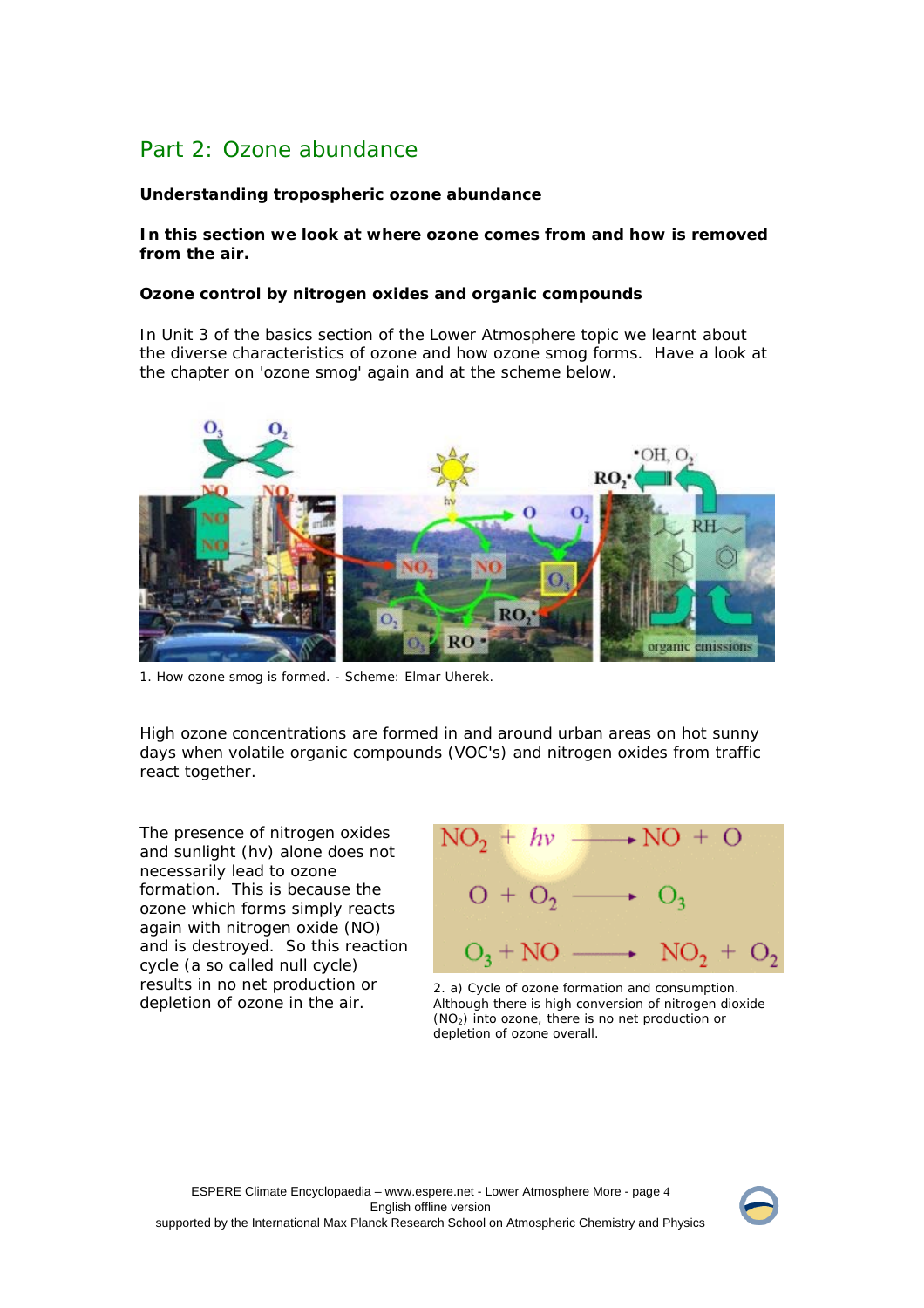## Part 2: Ozone abundance

**Understanding tropospheric ozone abundance**

**In this section we look at where ozone comes from and how is removed from the air.**

**Ozone control by nitrogen oxides and organic compounds**

In Unit 3 of the basics section of the Lower Atmosphere topic we learnt about the diverse characteristics of ozone and how ozone smog forms. Have a look at the chapter on 'ozone smog' again and at the scheme below.

1. How ozone smog is formed. - Scheme: Elmar Uherek.

High ozone concentrations are formed in and around urban areas on hot sunny days when volatile organic compounds (VOC's) and nitrogen oxides from traffic react together.

The presence of nitrogen oxides and sunlight (hv) alone does not necessarily lead to ozone formation. This is because the ozone which forms simply reacts again with nitrogen oxide (NO) and is destroyed. So this reaction cycle (a so called null cycle) results in no net production or depletion of ozone in the air.

$$NO_2 + h\nu \longrightarrow NO + O$$

$$O + O_2 \longrightarrow O_3$$

$$O_3 + NO \longrightarrow NO_2 + O_2$$

2. a) Cycle of ozone formation and consumption. Although there is high conversion of nitrogen dioxide ($NO_2$) into ozone, there is no net production or depletion of ozone overall.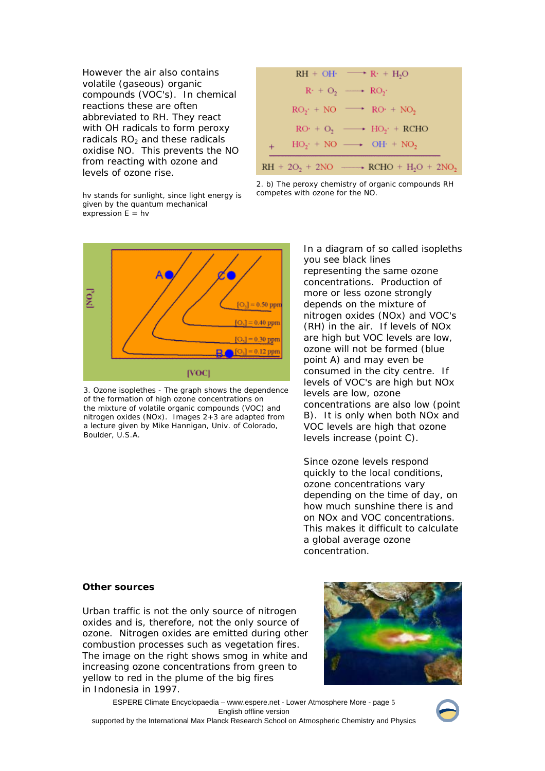However the air also contains volatile (gaseous) organic compounds (VOC's). In chemical reactions these are often abbreviated to RH. They react with OH radicals to form peroxy radicals $RO_2$ and these radicals oxidise NO. This prevents the NO from reacting with ozone and levels of ozone rise.

hv stands for sunlight, since light energy is given by the quantum mechanical expression E = hv

$$RH + OH\cdot \longrightarrow R\cdot + H_2O$$
$$R\cdot + O_2 \longrightarrow RO_2\cdot$$
$$RO_2\cdot + NO \longrightarrow RO\cdot + NO_2$$
$$RO\cdot + O_2 \longrightarrow HO_2\cdot + RCHO$$
$$+ \quad HO_2\cdot + NO \longrightarrow OH\cdot + NO_2$$
$$RH + 2O_2 + 2NO \longrightarrow RCHO + H_2O + 2NO_2$$

2. b) The peroxy chemistry of organic compounds RH competes with ozone for the NO.

3. Ozone isoplethes - The graph shows the dependence of the formation of high ozone concentrations on the mixture of volatile organic compounds (VOC) and nitrogen oxides (NOx). Images 2+3 are adapted from a lecture given by Mike Hannigan, Univ. of Colorado, Boulder, U.S.A.

In a diagram of so called isopleths you see black lines representing the same ozone concentrations. Production of more or less ozone strongly depends on the mixture of nitrogen oxides (NOx) and VOC's (RH) in the air. If levels of NOx are high but VOC levels are low, ozone will not be formed (blue point A) and may even be consumed in the city centre. If levels of VOC's are high but NOx levels are low, ozone concentrations are also low (point B). It is only when both NOx and VOC levels are high that ozone levels increase (point C).

Since ozone levels respond quickly to the local conditions, ozone concentrations vary depending on the time of day, on how much sunshine there is and on NOx and VOC concentrations. This makes it difficult to calculate a global average ozone concentration.

**Other sources**

Urban traffic is not the only source of nitrogen oxides and is, therefore, not the only source of ozone. Nitrogen oxides are emitted during other combustion processes such as vegetation fires. The image on the right shows smog in white and increasing ozone concentrations from green to yellow to red in the plume of the big fires in Indonesia in 1997.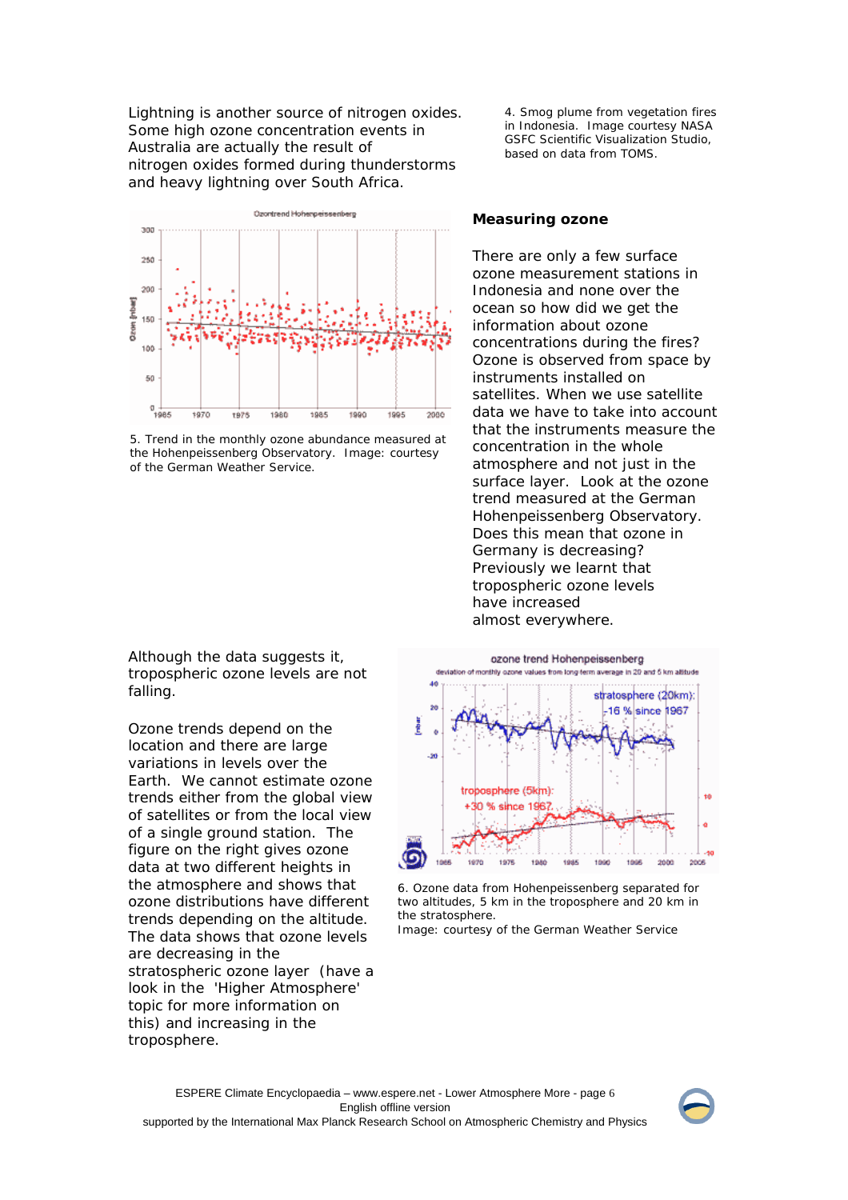Lightning is another source of nitrogen oxides. Some high ozone concentration events in Australia are actually the result of nitrogen oxides formed during thunderstorms and heavy lightning over South Africa.

4. Smog plume from vegetation fires in Indonesia. Image courtesy NASA GSFC Scientific Visualization Studio, based on data from TOMS.

5. Trend in the monthly ozone abundance measured at the Hohenpeissenberg Observatory. Image: courtesy of the German Weather Service.

## Measuring ozone

There are only a few surface ozone measurement stations in Indonesia and none over the ocean so how did we get the information about ozone concentrations during the fires? Ozone is observed from space by instruments installed on satellites. When we use satellite data we have to take into account that the instruments measure the concentration in the whole atmosphere and not just in the surface layer. Look at the ozone trend measured at the German Hohenpeissenberg Observatory. Does this mean that ozone in Germany is decreasing? Previously we learnt that tropospheric ozone levels have increased almost everywhere.

Although the data suggests it, tropospheric ozone levels are not falling.

Ozone trends depend on the location and there are large variations in levels over the Earth. We cannot estimate ozone trends either from the global view of satellites or from the local view of a single ground station. The figure on the right gives ozone data at two different heights in the atmosphere and shows that ozone distributions have different trends depending on the altitude. The data shows that ozone levels are decreasing in the stratospheric ozone layer (have a look in the 'Higher Atmosphere' topic for more information on this) and increasing in the troposphere.

6. Ozone data from Hohenpeissenberg separated for two altitudes, 5 km in the troposphere and 20 km in the stratosphere.
Image: courtesy of the German Weather Service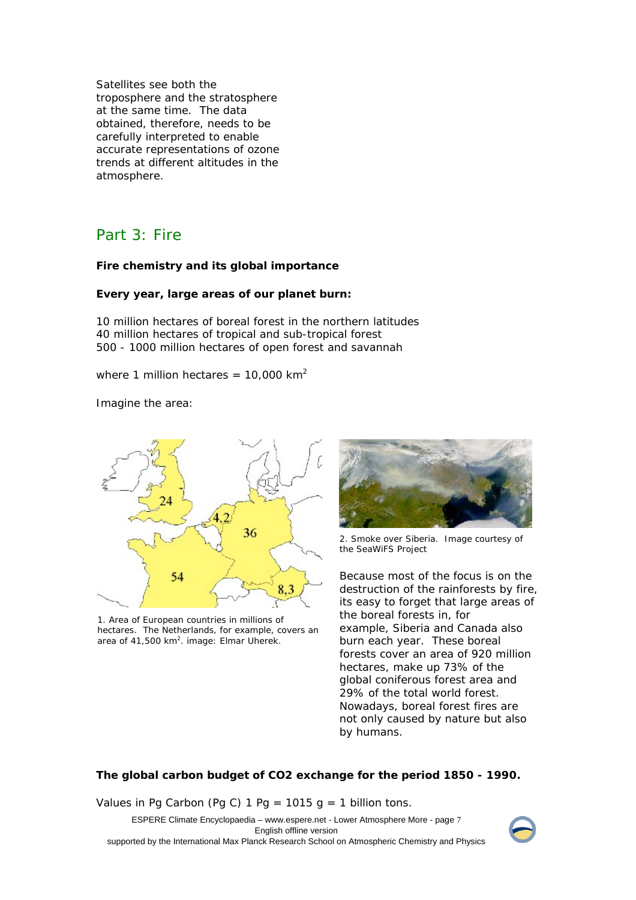Satellites see both the troposphere and the stratosphere at the same time. The data obtained, therefore, needs to be carefully interpreted to enable accurate representations of ozone trends at different altitudes in the atmosphere.

## Part 3: Fire

**Fire chemistry and its global importance**

**Every year, large areas of our planet burn:**

10 million hectares of boreal forest in the northern latitudes
40 million hectares of tropical and sub-tropical forest
500 - 1000 million hectares of open forest and savannah

where 1 million hectares = 10,000 $km^2$

Imagine the area:

1. Area of European countries in millions of hectares. The Netherlands, for example, covers an area of 41,500 $km^2$. image: Elmar Uherek.

2. Smoke over Siberia. Image courtesy of the SeaWiFS Project

Because most of the focus is on the destruction of the rainforests by fire, its easy to forget that large areas of the boreal forests in, for example, Siberia and Canada also burn each year. These boreal forests cover an area of 920 million hectares, make up 73% of the global coniferous forest area and 29% of the total world forest. Nowadays, boreal forest fires are not only caused by nature but also by humans.

**The global carbon budget of CO2 exchange for the period 1850 - 1990.**

Values in Pg Carbon (Pg C) 1 Pg = 1015 g = 1 billion tons.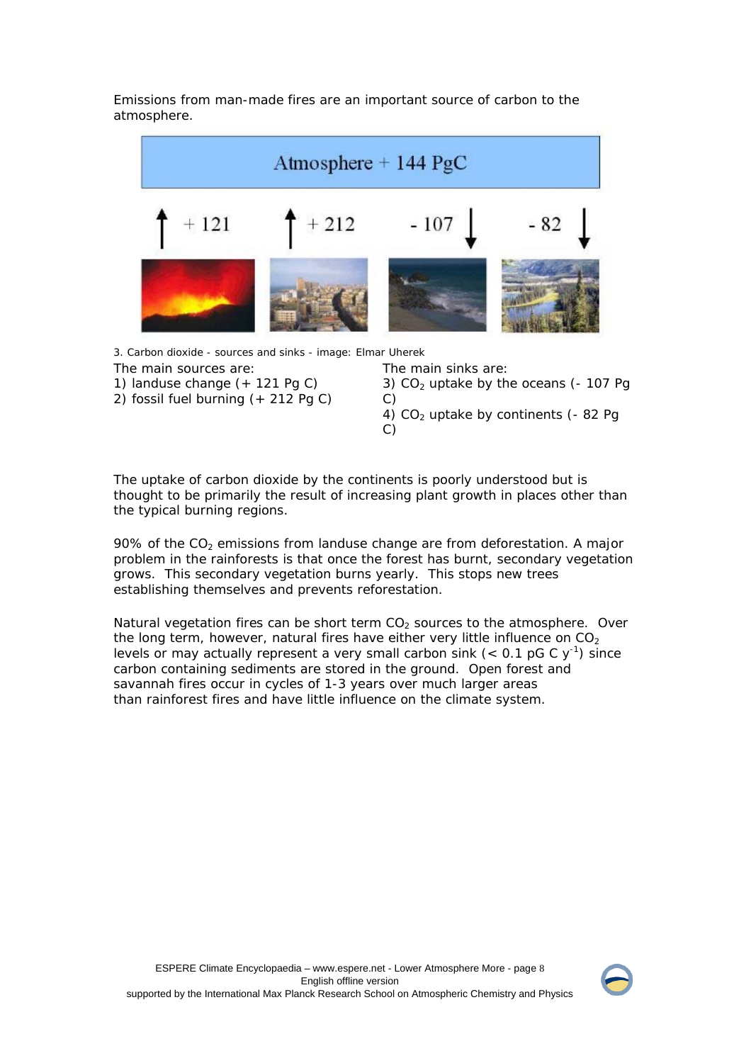Emissions from man-made fires are an important source of carbon to the atmosphere.

3. Carbon dioxide - sources and sinks - image: Elmar Uherek

The main sources are:
1) landuse change (+ 121 Pg C)
2) fossil fuel burning (+ 212 Pg C)

The main sinks are:
3) $CO_2$ uptake by the oceans (- 107 Pg C)
4) $CO_2$ uptake by continents (- 82 Pg C)

The uptake of carbon dioxide by the continents is poorly understood but is thought to be primarily the result of increasing plant growth in places other than the typical burning regions.

90% of the $CO_2$ emissions from landuse change are from deforestation. A major problem in the rainforests is that once the forest has burnt, secondary vegetation grows. This secondary vegetation burns yearly. This stops new trees establishing themselves and prevents reforestation.

Natural vegetation fires can be short term $CO_2$ sources to the atmosphere. Over the long term, however, natural fires have either very little influence on $CO_2$ levels or may actually represent a very small carbon sink ($< 0.1$ pG C $y^{-1}$) since carbon containing sediments are stored in the ground. Open forest and savannah fires occur in cycles of 1-3 years over much larger areas than rainforest fires and have little influence on the climate system.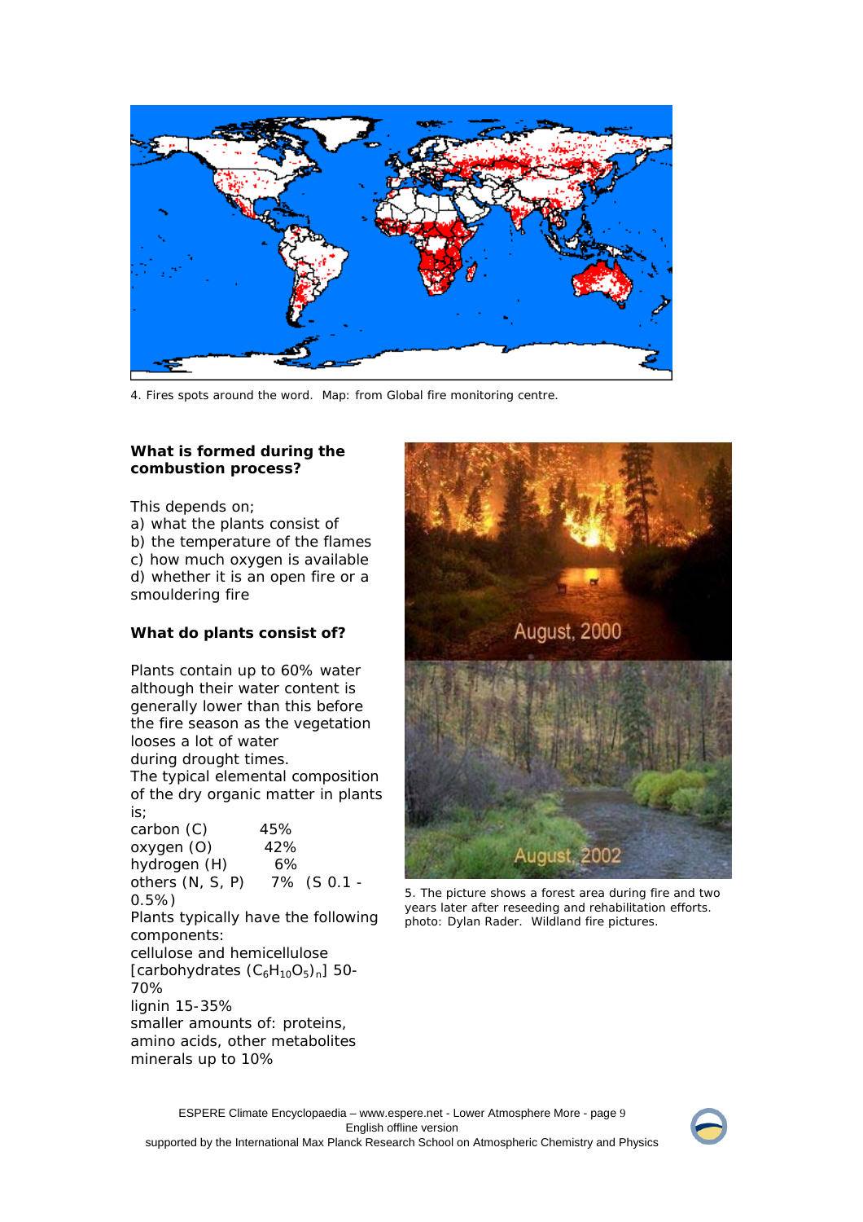4. Fires spots around the word. Map: from Global fire monitoring centre.

### What is formed during the combustion process?

This depends on;

a) what the plants consist of
b) the temperature of the flames
c) how much oxygen is available
d) whether it is an open fire or a smouldering fire

### What do plants consist of?

Plants contain up to 60% water although their water content is generally lower than this before the fire season as the vegetation looses a lot of water during drought times.

The typical elemental composition of the dry organic matter in plants is;

carbon (C) 45%
oxygen (O) 42%
hydrogen (H) 6%
others (N, S, P) 7% (S 0.1 - 0.5%)

Plants typically have the following components:

cellulose and hemicellulose [carbohydrates $(C_6H_{10}O_5)_n$] 50-70%
lignin 15-35%
smaller amounts of: proteins, amino acids, other metabolites
minerals up to 10%

5. The picture shows a forest area during fire and two years later after reseeding and rehabilitation efforts. photo: Dylan Rader. Wildland fire pictures.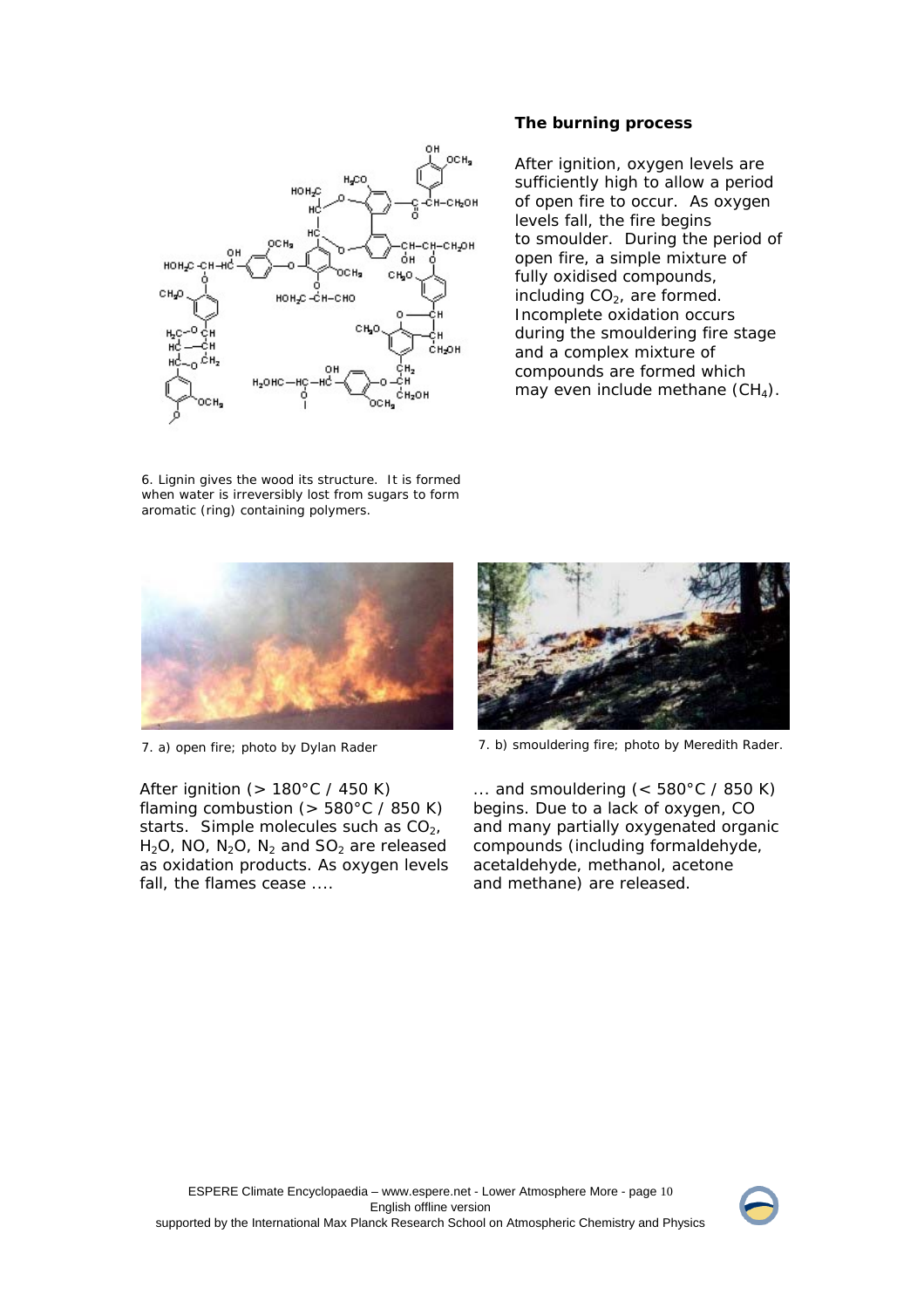6. Lignin gives the wood its structure. It is formed when water is irreversibly lost from sugars to form aromatic (ring) containing polymers.

## The burning process

After ignition, oxygen levels are sufficiently high to allow a period of open fire to occur. As oxygen levels fall, the fire begins to smoulder. During the period of open fire, a simple mixture of fully oxidised compounds, including $CO_2$, are formed. Incomplete oxidation occurs during the smouldering fire stage and a complex mixture of compounds are formed which may even include methane ($CH_4$).

7. a) open fire; photo by Dylan Rader

7. b) smouldering fire; photo by Meredith Rader.

After ignition (> 180°C / 450 K) flaming combustion (> 580°C / 850 K) starts. Simple molecules such as $CO_2$, $H_2O$, NO, $N_2O$, $N_2$ and $SO_2$ are released as oxidation products. As oxygen levels fall, the flames cease ....

... and smouldering (< 580°C / 850 K) begins. Due to a lack of oxygen, CO and many partially oxygenated organic compounds (including formaldehyde, acetaldehyde, methanol, acetone and methane) are released.